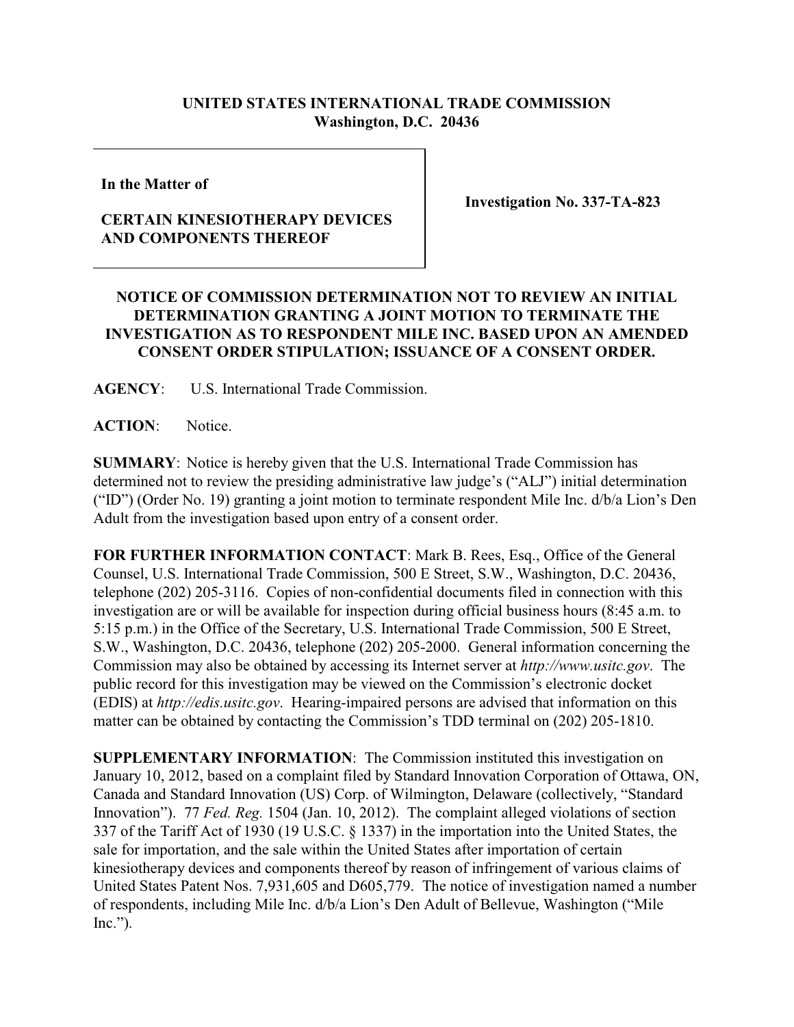**UNITED STATES INTERNATIONAL TRADE COMMISSION**
**Washington, D.C. 20436**

| | |
|---|---|
| **In the Matter of**<br><br>**CERTAIN KINESIOTHERAPY DEVICES AND COMPONENTS THEREOF** | **Investigation No. 337-TA-823** |

**NOTICE OF COMMISSION DETERMINATION NOT TO REVIEW AN INITIAL DETERMINATION GRANTING A JOINT MOTION TO TERMINATE THE INVESTIGATION AS TO RESPONDENT MILE INC. BASED UPON AN AMENDED CONSENT ORDER STIPULATION; ISSUANCE OF A CONSENT ORDER.**

**AGENCY**: U.S. International Trade Commission.

**ACTION**: Notice.

**SUMMARY**: Notice is hereby given that the U.S. International Trade Commission has determined not to review the presiding administrative law judge's ("ALJ") initial determination ("ID") (Order No. 19) granting a joint motion to terminate respondent Mile Inc. d/b/a Lion's Den Adult from the investigation based upon entry of a consent order.

**FOR FURTHER INFORMATION CONTACT**: Mark B. Rees, Esq., Office of the General Counsel, U.S. International Trade Commission, 500 E Street, S.W., Washington, D.C. 20436, telephone (202) 205-3116. Copies of non-confidential documents filed in connection with this investigation are or will be available for inspection during official business hours (8:45 a.m. to 5:15 p.m.) in the Office of the Secretary, U.S. International Trade Commission, 500 E Street, S.W., Washington, D.C. 20436, telephone (202) 205-2000. General information concerning the Commission may also be obtained by accessing its Internet server at *http://www.usitc.gov*. The public record for this investigation may be viewed on the Commission's electronic docket (EDIS) at *http://edis.usitc.gov*. Hearing-impaired persons are advised that information on this matter can be obtained by contacting the Commission's TDD terminal on (202) 205-1810.

**SUPPLEMENTARY INFORMATION**: The Commission instituted this investigation on January 10, 2012, based on a complaint filed by Standard Innovation Corporation of Ottawa, ON, Canada and Standard Innovation (US) Corp. of Wilmington, Delaware (collectively, "Standard Innovation"). 77 *Fed. Reg.* 1504 (Jan. 10, 2012). The complaint alleged violations of section 337 of the Tariff Act of 1930 (19 U.S.C. § 1337) in the importation into the United States, the sale for importation, and the sale within the United States after importation of certain kinesiotherapy devices and components thereof by reason of infringement of various claims of United States Patent Nos. 7,931,605 and D605,779. The notice of investigation named a number of respondents, including Mile Inc. d/b/a Lion's Den Adult of Bellevue, Washington ("Mile Inc.").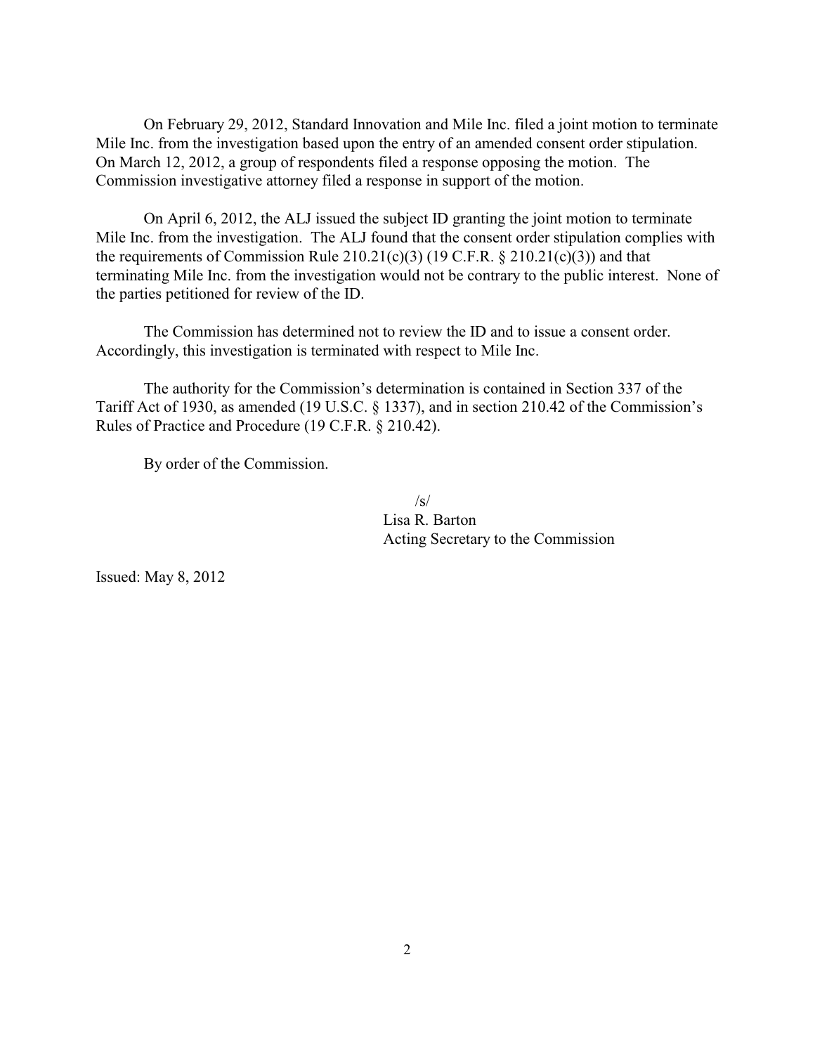On February 29, 2012, Standard Innovation and Mile Inc. filed a joint motion to terminate Mile Inc. from the investigation based upon the entry of an amended consent order stipulation. On March 12, 2012, a group of respondents filed a response opposing the motion. The Commission investigative attorney filed a response in support of the motion.

On April 6, 2012, the ALJ issued the subject ID granting the joint motion to terminate Mile Inc. from the investigation. The ALJ found that the consent order stipulation complies with the requirements of Commission Rule 210.21(c)(3) (19 C.F.R. § 210.21(c)(3)) and that terminating Mile Inc. from the investigation would not be contrary to the public interest. None of the parties petitioned for review of the ID.

The Commission has determined not to review the ID and to issue a consent order. Accordingly, this investigation is terminated with respect to Mile Inc.

The authority for the Commission's determination is contained in Section 337 of the Tariff Act of 1930, as amended (19 U.S.C. § 1337), and in section 210.42 of the Commission's Rules of Practice and Procedure (19 C.F.R. § 210.42).

By order of the Commission.

/s/
Lisa R. Barton
Acting Secretary to the Commission

Issued: May 8, 2012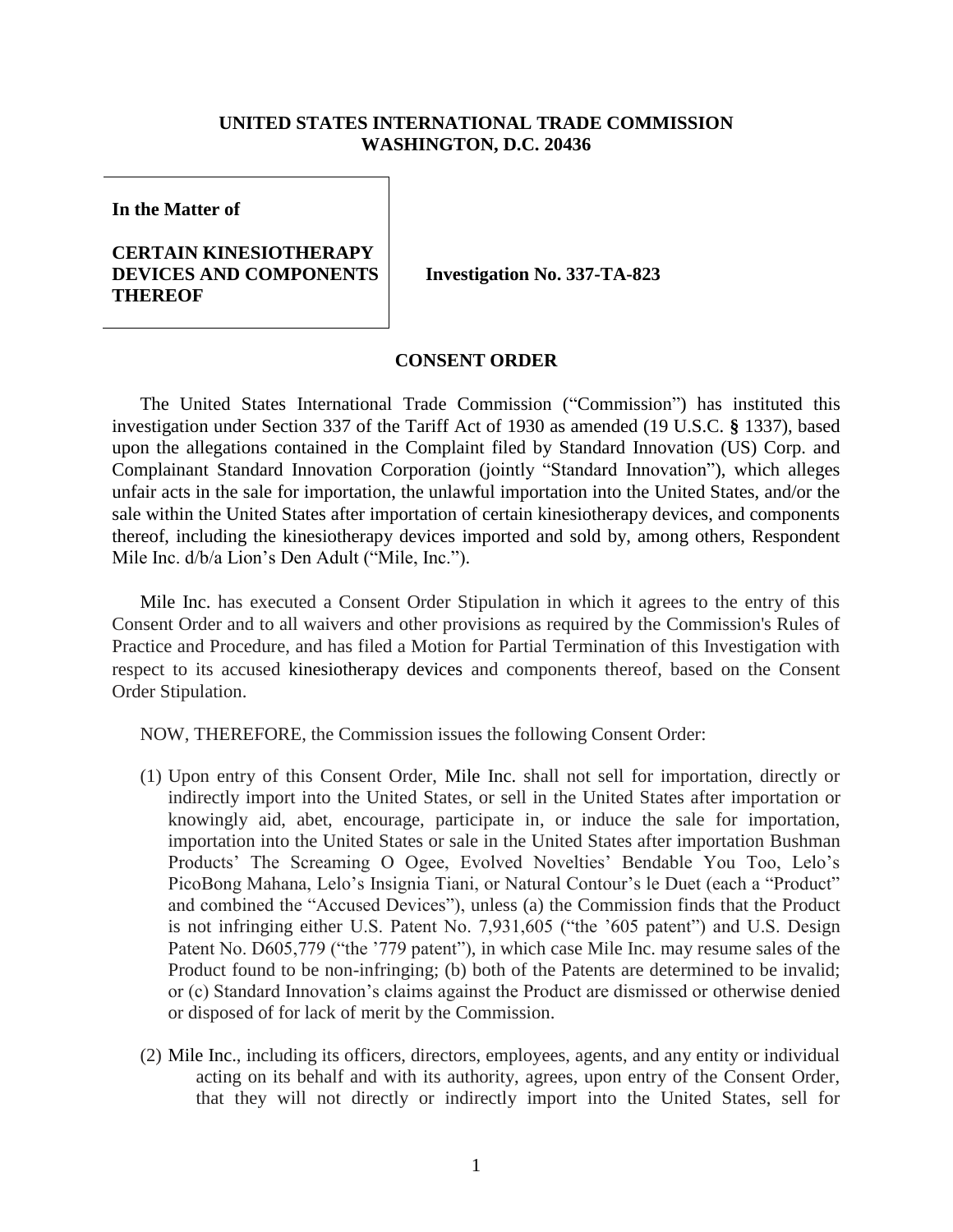**UNITED STATES INTERNATIONAL TRADE COMMISSION**
**WASHINGTON, D.C. 20436**

**In the Matter of**

**CERTAIN KINESIOTHERAPY DEVICES AND COMPONENTS THEREOF**

**Investigation No. 337-TA-823**

## CONSENT ORDER

The United States International Trade Commission ("Commission") has instituted this investigation under Section 337 of the Tariff Act of 1930 as amended (19 U.S.C. § 1337), based upon the allegations contained in the Complaint filed by Standard Innovation (US) Corp. and Complainant Standard Innovation Corporation (jointly "Standard Innovation"), which alleges unfair acts in the sale for importation, the unlawful importation into the United States, and/or the sale within the United States after importation of certain kinesiotherapy devices, and components thereof, including the kinesiotherapy devices imported and sold by, among others, Respondent Mile Inc. d/b/a Lion's Den Adult ("Mile, Inc.").

Mile Inc. has executed a Consent Order Stipulation in which it agrees to the entry of this Consent Order and to all waivers and other provisions as required by the Commission's Rules of Practice and Procedure, and has filed a Motion for Partial Termination of this Investigation with respect to its accused kinesiotherapy devices and components thereof, based on the Consent Order Stipulation.

NOW, THEREFORE, the Commission issues the following Consent Order:

(1) Upon entry of this Consent Order, Mile Inc. shall not sell for importation, directly or indirectly import into the United States, or sell in the United States after importation or knowingly aid, abet, encourage, participate in, or induce the sale for importation, importation into the United States or sale in the United States after importation Bushman Products' The Screaming O Ogee, Evolved Novelties' Bendable You Too, Lelo's PicoBong Mahana, Lelo's Insignia Tiani, or Natural Contour's le Duet (each a "Product" and combined the "Accused Devices"), unless (a) the Commission finds that the Product is not infringing either U.S. Patent No. 7,931,605 ("the '605 patent") and U.S. Design Patent No. D605,779 ("the '779 patent"), in which case Mile Inc. may resume sales of the Product found to be non-infringing; (b) both of the Patents are determined to be invalid; or (c) Standard Innovation's claims against the Product are dismissed or otherwise denied or disposed of for lack of merit by the Commission.

(2) Mile Inc., including its officers, directors, employees, agents, and any entity or individual acting on its behalf and with its authority, agrees, upon entry of the Consent Order, that they will not directly or indirectly import into the United States, sell for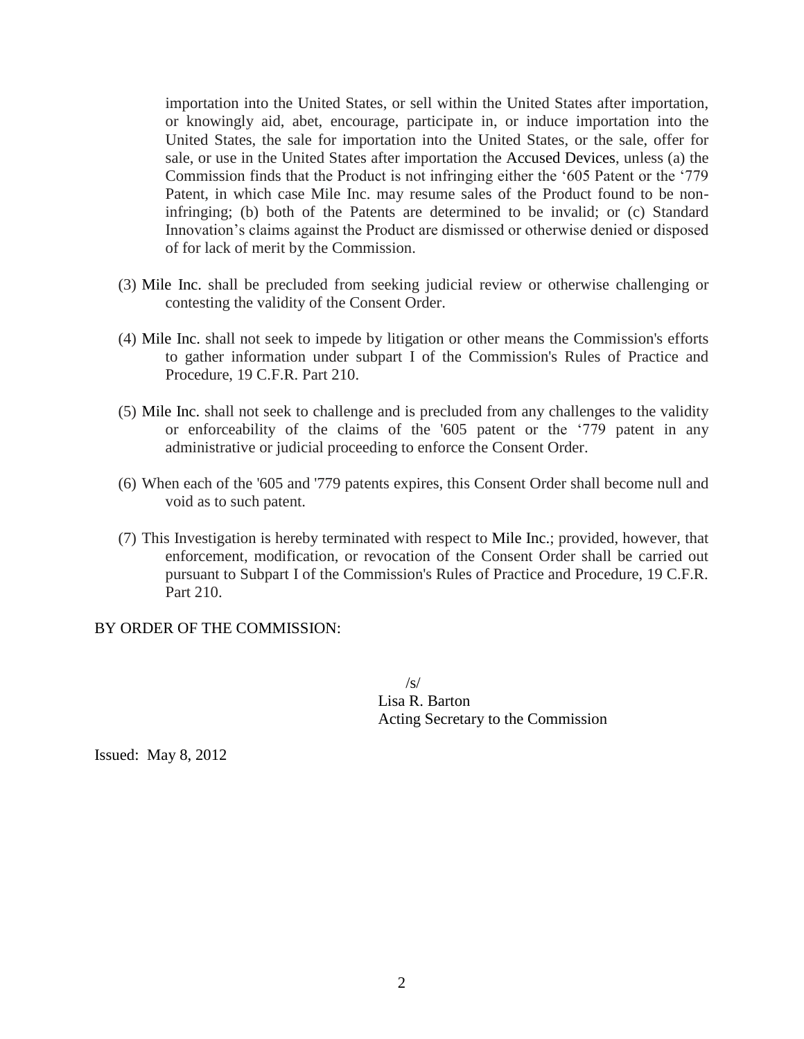importation into the United States, or sell within the United States after importation, or knowingly aid, abet, encourage, participate in, or induce importation into the United States, the sale for importation into the United States, or the sale, offer for sale, or use in the United States after importation the Accused Devices, unless (a) the Commission finds that the Product is not infringing either the '605 Patent or the '779 Patent, in which case Mile Inc. may resume sales of the Product found to be non-infringing; (b) both of the Patents are determined to be invalid; or (c) Standard Innovation's claims against the Product are dismissed or otherwise denied or disposed of for lack of merit by the Commission.

(3) Mile Inc. shall be precluded from seeking judicial review or otherwise challenging or contesting the validity of the Consent Order.

(4) Mile Inc. shall not seek to impede by litigation or other means the Commission's efforts to gather information under subpart I of the Commission's Rules of Practice and Procedure, 19 C.F.R. Part 210.

(5) Mile Inc. shall not seek to challenge and is precluded from any challenges to the validity or enforceability of the claims of the '605 patent or the '779 patent in any administrative or judicial proceeding to enforce the Consent Order.

(6) When each of the '605 and '779 patents expires, this Consent Order shall become null and void as to such patent.

(7) This Investigation is hereby terminated with respect to Mile Inc.; provided, however, that enforcement, modification, or revocation of the Consent Order shall be carried out pursuant to Subpart I of the Commission's Rules of Practice and Procedure, 19 C.F.R. Part 210.

BY ORDER OF THE COMMISSION:

/s/
Lisa R. Barton
Acting Secretary to the Commission

Issued: May 8, 2012